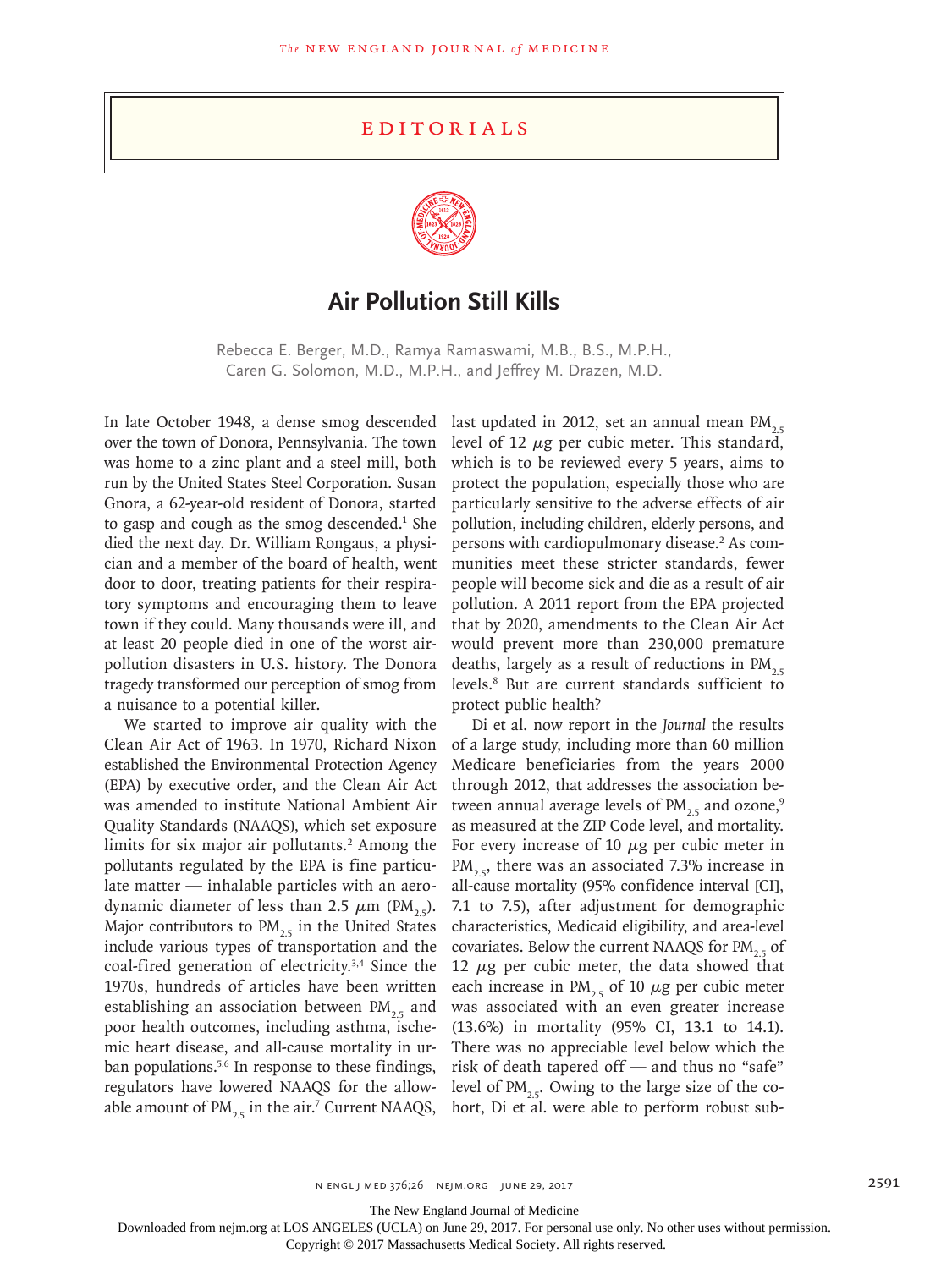# EDITORIALS

## Air Pollution Still Kills

Rebecca E. Berger, M.D., Ramya Ramaswami, M.B., B.S., M.P.H., Caren G. Solomon, M.D., M.P.H., and Jeffrey M. Drazen, M.D.

In late October 1948, a dense smog descended over the town of Donora, Pennsylvania. The town was home to a zinc plant and a steel mill, both run by the United States Steel Corporation. Susan Gnora, a 62-year-old resident of Donora, started to gasp and cough as the smog descended.[1] She died the next day. Dr. William Rongaus, a physician and a member of the board of health, went door to door, treating patients for their respiratory symptoms and encouraging them to leave town if they could. Many thousands were ill, and at least 20 people died in one of the worst air-pollution disasters in U.S. history. The Donora tragedy transformed our perception of smog from a nuisance to a potential killer.

We started to improve air quality with the Clean Air Act of 1963. In 1970, Richard Nixon established the Environmental Protection Agency (EPA) by executive order, and the Clean Air Act was amended to institute National Ambient Air Quality Standards (NAAQS), which set exposure limits for six major air pollutants.[2] Among the pollutants regulated by the EPA is fine particulate matter — inhalable particles with an aerodynamic diameter of less than 2.5 μm ($PM_{2.5}$). Major contributors to $PM_{2.5}$ in the United States include various types of transportation and the coal-fired generation of electricity.[3,4] Since the 1970s, hundreds of articles have been written establishing an association between $PM_{2.5}$ and poor health outcomes, including asthma, ischemic heart disease, and all-cause mortality in urban populations.[5,6] In response to these findings, regulators have lowered NAAQS for the allowable amount of $PM_{2.5}$ in the air.[7] Current NAAQS, last updated in 2012, set an annual mean $PM_{2.5}$ level of 12 μg per cubic meter. This standard, which is to be reviewed every 5 years, aims to protect the population, especially those who are particularly sensitive to the adverse effects of air pollution, including children, elderly persons, and persons with cardiopulmonary disease.[2] As communities meet these stricter standards, fewer people will become sick and die as a result of air pollution. A 2011 report from the EPA projected that by 2020, amendments to the Clean Air Act would prevent more than 230,000 premature deaths, largely as a result of reductions in $PM_{2.5}$ levels.[8] But are current standards sufficient to protect public health?

Di et al. now report in the *Journal* the results of a large study, including more than 60 million Medicare beneficiaries from the years 2000 through 2012, that addresses the association between annual average levels of $PM_{2.5}$ and ozone,[9] as measured at the ZIP Code level, and mortality. For every increase of 10 μg per cubic meter in $PM_{2.5}$, there was an associated 7.3% increase in all-cause mortality (95% confidence interval [CI], 7.1 to 7.5), after adjustment for demographic characteristics, Medicaid eligibility, and area-level covariates. Below the current NAAQS for $PM_{2.5}$ of 12 μg per cubic meter, the data showed that each increase in $PM_{2.5}$ of 10 μg per cubic meter was associated with an even greater increase (13.6%) in mortality (95% CI, 13.1 to 14.1). There was no appreciable level below which the risk of death tapered off — and thus no "safe" level of $PM_{2.5}$. Owing to the large size of the cohort, Di et al. were able to perform robust sub-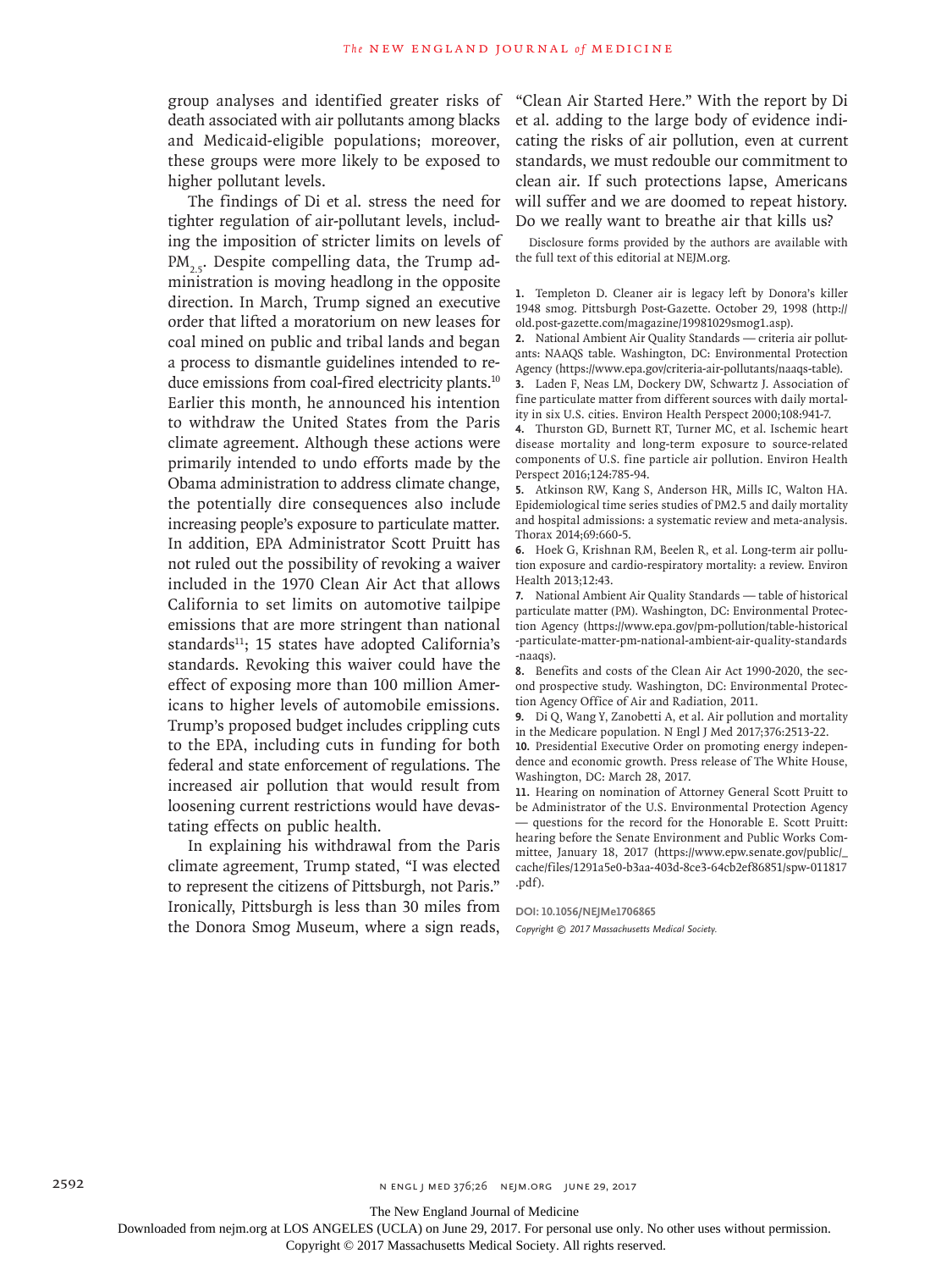group analyses and identified greater risks of death associated with air pollutants among blacks and Medicaid-eligible populations; moreover, these groups were more likely to be exposed to higher pollutant levels.

The findings of Di et al. stress the need for tighter regulation of air-pollutant levels, including the imposition of stricter limits on levels of $PM_{2.5}$. Despite compelling data, the Trump administration is moving headlong in the opposite direction. In March, Trump signed an executive order that lifted a moratorium on new leases for coal mined on public and tribal lands and began a process to dismantle guidelines intended to reduce emissions from coal-fired electricity plants.[10] Earlier this month, he announced his intention to withdraw the United States from the Paris climate agreement. Although these actions were primarily intended to undo efforts made by the Obama administration to address climate change, the potentially dire consequences also include increasing people's exposure to particulate matter. In addition, EPA Administrator Scott Pruitt has not ruled out the possibility of revoking a waiver included in the 1970 Clean Air Act that allows California to set limits on automotive tailpipe emissions that are more stringent than national standards[11]; 15 states have adopted California's standards. Revoking this waiver could have the effect of exposing more than 100 million Americans to higher levels of automobile emissions. Trump's proposed budget includes crippling cuts to the EPA, including cuts in funding for both federal and state enforcement of regulations. The increased air pollution that would result from loosening current restrictions would have devastating effects on public health.

In explaining his withdrawal from the Paris climate agreement, Trump stated, "I was elected to represent the citizens of Pittsburgh, not Paris." Ironically, Pittsburgh is less than 30 miles from the Donora Smog Museum, where a sign reads, "Clean Air Started Here." With the report by Di et al. adding to the large body of evidence indicating the risks of air pollution, even at current standards, we must redouble our commitment to clean air. If such protections lapse, Americans will suffer and we are doomed to repeat history. Do we really want to breathe air that kills us?

Disclosure forms provided by the authors are available with the full text of this editorial at NEJM.org.

1. Templeton D. Cleaner air is legacy left by Donora's killer 1948 smog. Pittsburgh Post-Gazette. October 29, 1998 (http://old.post-gazette.com/magazine/19981029smog1.asp).
2. National Ambient Air Quality Standards — criteria air pollutants: NAAQS table. Washington, DC: Environmental Protection Agency (https://www.epa.gov/criteria-air-pollutants/naaqs-table).
3. Laden F, Neas LM, Dockery DW, Schwartz J. Association of fine particulate matter from different sources with daily mortality in six U.S. cities. Environ Health Perspect 2000;108:941-7.
4. Thurston GD, Burnett RT, Turner MC, et al. Ischemic heart disease mortality and long-term exposure to source-related components of U.S. fine particle air pollution. Environ Health Perspect 2016;124:785-94.
5. Atkinson RW, Kang S, Anderson HR, Mills IC, Walton HA. Epidemiological time series studies of PM2.5 and daily mortality and hospital admissions: a systematic review and meta-analysis. Thorax 2014;69:660-5.
6. Hoek G, Krishnan RM, Beelen R, et al. Long-term air pollution exposure and cardio-respiratory mortality: a review. Environ Health 2013;12:43.
7. National Ambient Air Quality Standards — table of historical particulate matter (PM). Washington, DC: Environmental Protection Agency (https://www.epa.gov/pm-pollution/table-historical-particulate-matter-pm-national-ambient-air-quality-standards-naaqs).
8. Benefits and costs of the Clean Air Act 1990-2020, the second prospective study. Washington, DC: Environmental Protection Agency Office of Air and Radiation, 2011.
9. Di Q, Wang Y, Zanobetti A, et al. Air pollution and mortality in the Medicare population. N Engl J Med 2017;376:2513-22.
10. Presidential Executive Order on promoting energy independence and economic growth. Press release of The White House, Washington, DC: March 28, 2017.
11. Hearing on nomination of Attorney General Scott Pruitt to be Administrator of the U.S. Environmental Protection Agency — questions for the record for the Honorable E. Scott Pruitt: hearing before the Senate Environment and Public Works Committee, January 18, 2017 (https://www.epw.senate.gov/public/_cache/files/1291a5e0-b3aa-403d-8ce3-64cb2ef86851/spw-011817.pdf).

DOI: 10.1056/NEJMe1706865

*Copyright © 2017 Massachusetts Medical Society.*